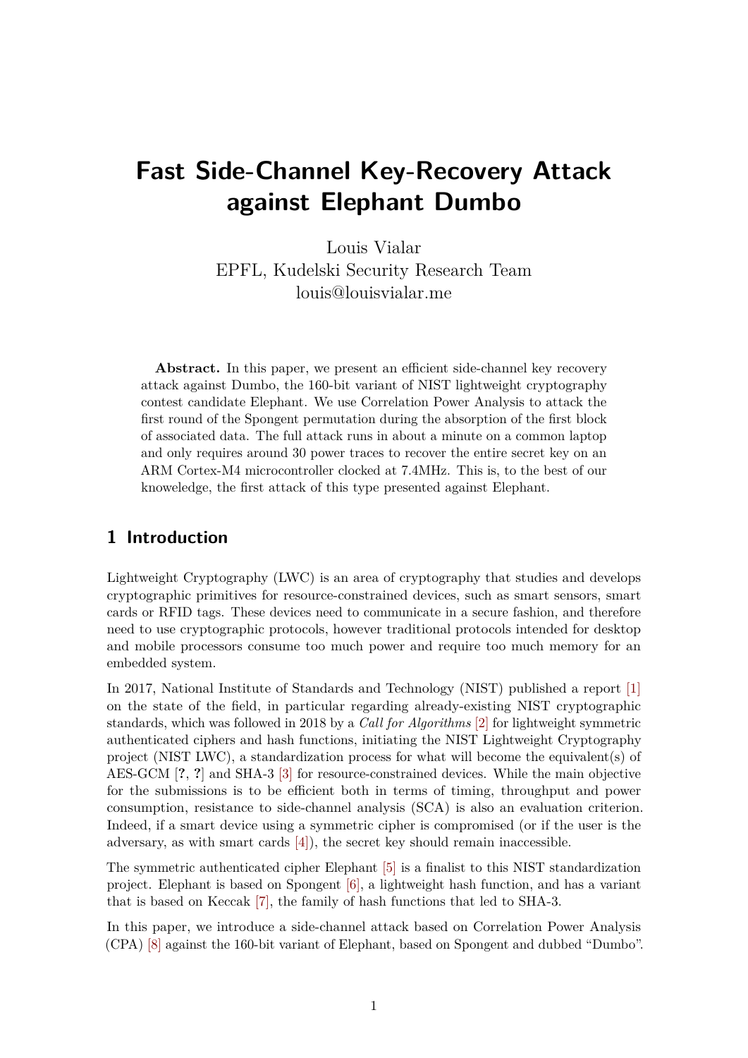# Fast Side-Channel Key-Recovery Attack against Elephant Dumbo

Louis Vialar
EPFL, Kudelski Security Research Team
louis@louisvialar.me

**Abstract.** In this paper, we present an efficient side-channel key recovery attack against Dumbo, the 160-bit variant of NIST lightweight cryptography contest candidate Elephant. We use Correlation Power Analysis to attack the first round of the Spongent permutation during the absorption of the first block of associated data. The full attack runs in about a minute on a common laptop and only requires around 30 power traces to recover the entire secret key on an ARM Cortex-M4 microcontroller clocked at 7.4MHz. This is, to the best of our knoweledge, the first attack of this type presented against Elephant.

## 1 Introduction

Lightweight Cryptography (LWC) is an area of cryptography that studies and develops cryptographic primitives for resource-constrained devices, such as smart sensors, smart cards or RFID tags. These devices need to communicate in a secure fashion, and therefore need to use cryptographic protocols, however traditional protocols intended for desktop and mobile processors consume too much power and require too much memory for an embedded system.

In 2017, National Institute of Standards and Technology (NIST) published a report [1] on the state of the field, in particular regarding already-existing NIST cryptographic standards, which was followed in 2018 by a *Call for Algorithms* [2] for lightweight symmetric authenticated ciphers and hash functions, initiating the NIST Lightweight Cryptography project (NIST LWC), a standardization process for what will become the equivalent(s) of AES-GCM [**?**, **?**] and SHA-3 [3] for resource-constrained devices. While the main objective for the submissions is to be efficient both in terms of timing, throughput and power consumption, resistance to side-channel analysis (SCA) is also an evaluation criterion. Indeed, if a smart device using a symmetric cipher is compromised (or if the user is the adversary, as with smart cards [4]), the secret key should remain inaccessible.

The symmetric authenticated cipher Elephant [5] is a finalist to this NIST standardization project. Elephant is based on Spongent [6], a lightweight hash function, and has a variant that is based on Keccak [7], the family of hash functions that led to SHA-3.

In this paper, we introduce a side-channel attack based on Correlation Power Analysis (CPA) [8] against the 160-bit variant of Elephant, based on Spongent and dubbed "Dumbo".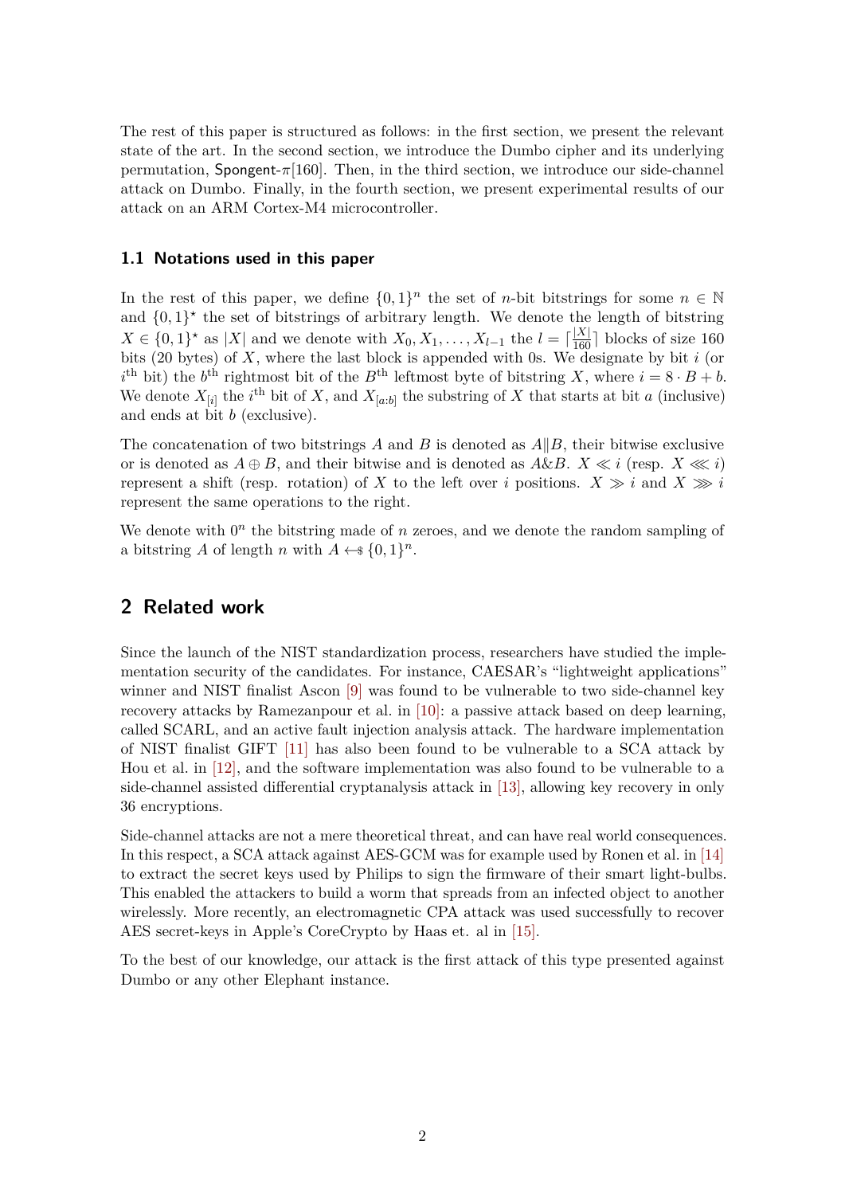The rest of this paper is structured as follows: in the first section, we present the relevant state of the art. In the second section, we introduce the Dumbo cipher and its underlying permutation, Spongent-$\pi[160]$. Then, in the third section, we introduce our side-channel attack on Dumbo. Finally, in the fourth section, we present experimental results of our attack on an ARM Cortex-M4 microcontroller.

### 1.1 Notations used in this paper

In the rest of this paper, we define $\{0,1\}^n$ the set of $n$-bit bitstrings for some $n \in \mathbb{N}$ and $\{0,1\}^\star$ the set of bitstrings of arbitrary length. We denote the length of bitstring $X \in \{0,1\}^\star$ as $|X|$ and we denote with $X_0, X_1, \ldots, X_{l-1}$ the $l = \lceil \frac{|X|}{160} \rceil$ blocks of size 160 bits (20 bytes) of $X$, where the last block is appended with 0s. We designate by bit $i$ (or $i^{\text{th}}$ bit) the $b^{\text{th}}$ rightmost bit of the $B^{\text{th}}$ leftmost byte of bitstring $X$, where $i = 8 \cdot B + b$. We denote $X_{[i]}$ the $i^{\text{th}}$ bit of $X$, and $X_{[a:b]}$ the substring of $X$ that starts at bit $a$ (inclusive) and ends at bit $b$ (exclusive).

The concatenation of two bitstrings $A$ and $B$ is denoted as $A \| B$, their bitwise exclusive or is denoted as $A \oplus B$, and their bitwise and is denoted as $A \& B$. $X \ll i$ (resp. $X \lll i$) represent a shift (resp. rotation) of $X$ to the left over $i$ positions. $X \gg i$ and $X \ggg i$ represent the same operations to the right.

We denote with $0^n$ the bitstring made of $n$ zeroes, and we denote the random sampling of a bitstring $A$ of length $n$ with $A \leftarrow\!\$\ \{0,1\}^n$.

## 2 Related work

Since the launch of the NIST standardization process, researchers have studied the implementation security of the candidates. For instance, CAESAR's "lightweight applications" winner and NIST finalist Ascon [9] was found to be vulnerable to two side-channel key recovery attacks by Ramezanpour et al. in [10]: a passive attack based on deep learning, called SCARL, and an active fault injection analysis attack. The hardware implementation of NIST finalist GIFT [11] has also been found to be vulnerable to a SCA attack by Hou et al. in [12], and the software implementation was also found to be vulnerable to a side-channel assisted differential cryptanalysis attack in [13], allowing key recovery in only 36 encryptions.

Side-channel attacks are not a mere theoretical threat, and can have real world consequences. In this respect, a SCA attack against AES-GCM was for example used by Ronen et al. in [14] to extract the secret keys used by Philips to sign the firmware of their smart light-bulbs. This enabled the attackers to build a worm that spreads from an infected object to another wirelessly. More recently, an electromagnetic CPA attack was used successfully to recover AES secret-keys in Apple's CoreCrypto by Haas et. al in [15].

To the best of our knowledge, our attack is the first attack of this type presented against Dumbo or any other Elephant instance.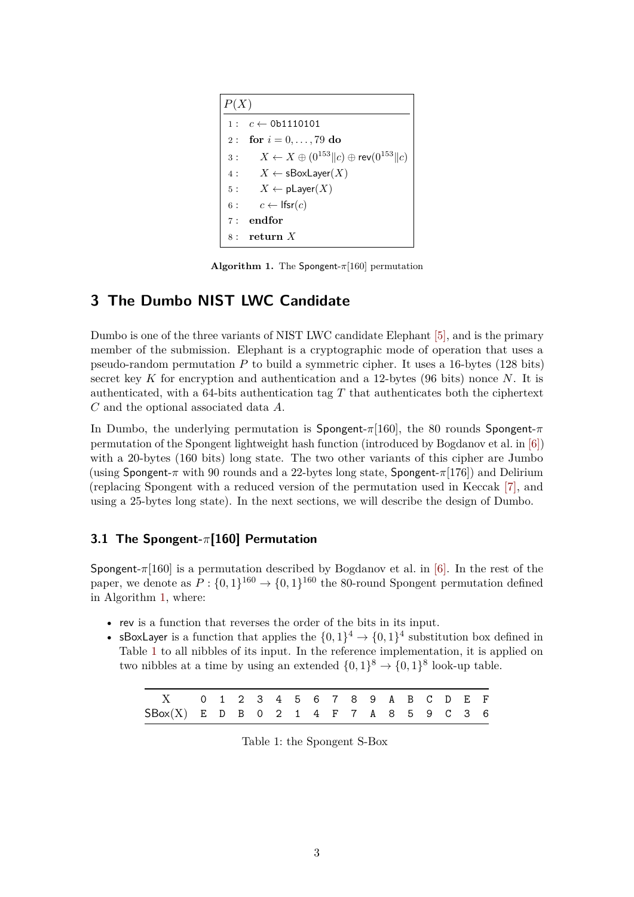```
P(X)
1 :  c ← 0b1110101
2 :  for i = 0, ..., 79 do
3 :      X ← X ⊕ (0^153||c) ⊕ rev(0^153||c)
4 :      X ← sBoxLayer(X)
5 :      X ← pLayer(X)
6 :      c ← lfsr(c)
7 :  endfor
8 :  return X
```

**Algorithm 1.** The Spongent-$\pi$[160] permutation

## 3 The Dumbo NIST LWC Candidate

Dumbo is one of the three variants of NIST LWC candidate Elephant [5], and is the primary member of the submission. Elephant is a cryptographic mode of operation that uses a pseudo-random permutation $P$ to build a symmetric cipher. It uses a 16-bytes (128 bits) secret key $K$ for encryption and authentication and a 12-bytes (96 bits) nonce $N$. It is authenticated, with a 64-bits authentication tag $T$ that authenticates both the ciphertext $C$ and the optional associated data $A$.

In Dumbo, the underlying permutation is Spongent-$\pi$[160], the 80 rounds Spongent-$\pi$ permutation of the Spongent lightweight hash function (introduced by Bogdanov et al. in [6]) with a 20-bytes (160 bits) long state. The two other variants of this cipher are Jumbo (using Spongent-$\pi$ with 90 rounds and a 22-bytes long state, Spongent-$\pi$[176]) and Delirium (replacing Spongent with a reduced version of the permutation used in Keccak [7], and using a 25-bytes long state). In the next sections, we will describe the design of Dumbo.

### 3.1 The Spongent-$\pi$[160] Permutation

Spongent-$\pi$[160] is a permutation described by Bogdanov et al. in [6]. In the rest of the paper, we denote as $P : \{0,1\}^{160} \to \{0,1\}^{160}$ the 80-round Spongent permutation defined in Algorithm 1, where:

- rev is a function that reverses the order of the bits in its input.
- sBoxLayer is a function that applies the $\{0,1\}^4 \to \{0,1\}^4$ substitution box defined in Table 1 to all nibbles of its input. In the reference implementation, it is applied on two nibbles at a time by using an extended $\{0,1\}^8 \to \{0,1\}^8$ look-up table.

| X | 0 | 1 | 2 | 3 | 4 | 5 | 6 | 7 | 8 | 9 | A | B | C | D | E | F |
|---|---|---|---|---|---|---|---|---|---|---|---|---|---|---|---|---|
| SBox(X) | E | D | B | 0 | 2 | 1 | 4 | F | 7 | A | 8 | 5 | 9 | C | 3 | 6 |

Table 1: the Spongent S-Box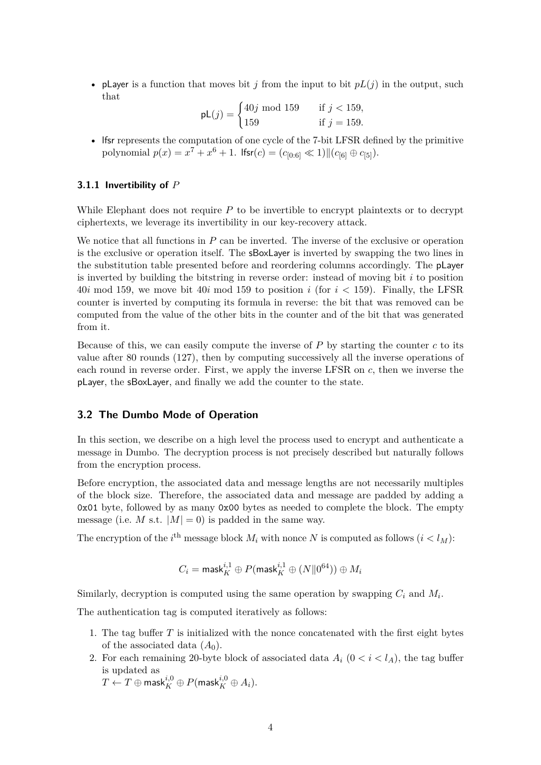- pLayer is a function that moves bit $j$ from the input to bit $pL(j)$ in the output, such that

$$\mathsf{pL}(j) = \begin{cases} 40j \bmod 159 & \text{if } j < 159, \\ 159 & \text{if } j = 159. \end{cases}$$

- lfsr represents the computation of one cycle of the 7-bit LFSR defined by the primitive polynomial $p(x) = x^7 + x^6 + 1$. $\mathsf{lfsr}(c) = (c_{[0:6]} \ll 1) \| (c_{[6]} \oplus c_{[5]})$.

### 3.1.1 Invertibility of $P$

While Elephant does not require $P$ to be invertible to encrypt plaintexts or to decrypt ciphertexts, we leverage its invertibility in our key-recovery attack.

We notice that all functions in $P$ can be inverted. The inverse of the exclusive or operation is the exclusive or operation itself. The sBoxLayer is inverted by swapping the two lines in the substitution table presented before and reordering columns accordingly. The pLayer is inverted by building the bitstring in reverse order: instead of moving bit $i$ to position $40i \bmod 159$, we move bit $40i \bmod 159$ to position $i$ (for $i < 159$). Finally, the LFSR counter is inverted by computing its formula in reverse: the bit that was removed can be computed from the value of the other bits in the counter and of the bit that was generated from it.

Because of this, we can easily compute the inverse of $P$ by starting the counter $c$ to its value after 80 rounds (127), then by computing successively all the inverse operations of each round in reverse order. First, we apply the inverse LFSR on $c$, then we inverse the pLayer, the sBoxLayer, and finally we add the counter to the state.

## 3.2 The Dumbo Mode of Operation

In this section, we describe on a high level the process used to encrypt and authenticate a message in Dumbo. The decryption process is not precisely described but naturally follows from the encryption process.

Before encryption, the associated data and message lengths are not necessarily multiples of the block size. Therefore, the associated data and message are padded by adding a 0x01 byte, followed by as many 0x00 bytes as needed to complete the block. The empty message (i.e. $M$ s.t. $|M| = 0$) is padded in the same way.

The encryption of the $i^{\text{th}}$ message block $M_i$ with nonce $N$ is computed as follows ($i < l_M$):

$$C_i = \mathsf{mask}_K^{i,1} \oplus P(\mathsf{mask}_K^{i,1} \oplus (N \| 0^{64})) \oplus M_i$$

Similarly, decryption is computed using the same operation by swapping $C_i$ and $M_i$.

The authentication tag is computed iteratively as follows:

1. The tag buffer $T$ is initialized with the nonce concatenated with the first eight bytes of the associated data ($A_0$).
2. For each remaining 20-byte block of associated data $A_i$ ($0 < i < l_A$), the tag buffer is updated as
   $T \leftarrow T \oplus \mathsf{mask}_K^{i,0} \oplus P(\mathsf{mask}_K^{i,0} \oplus A_i)$.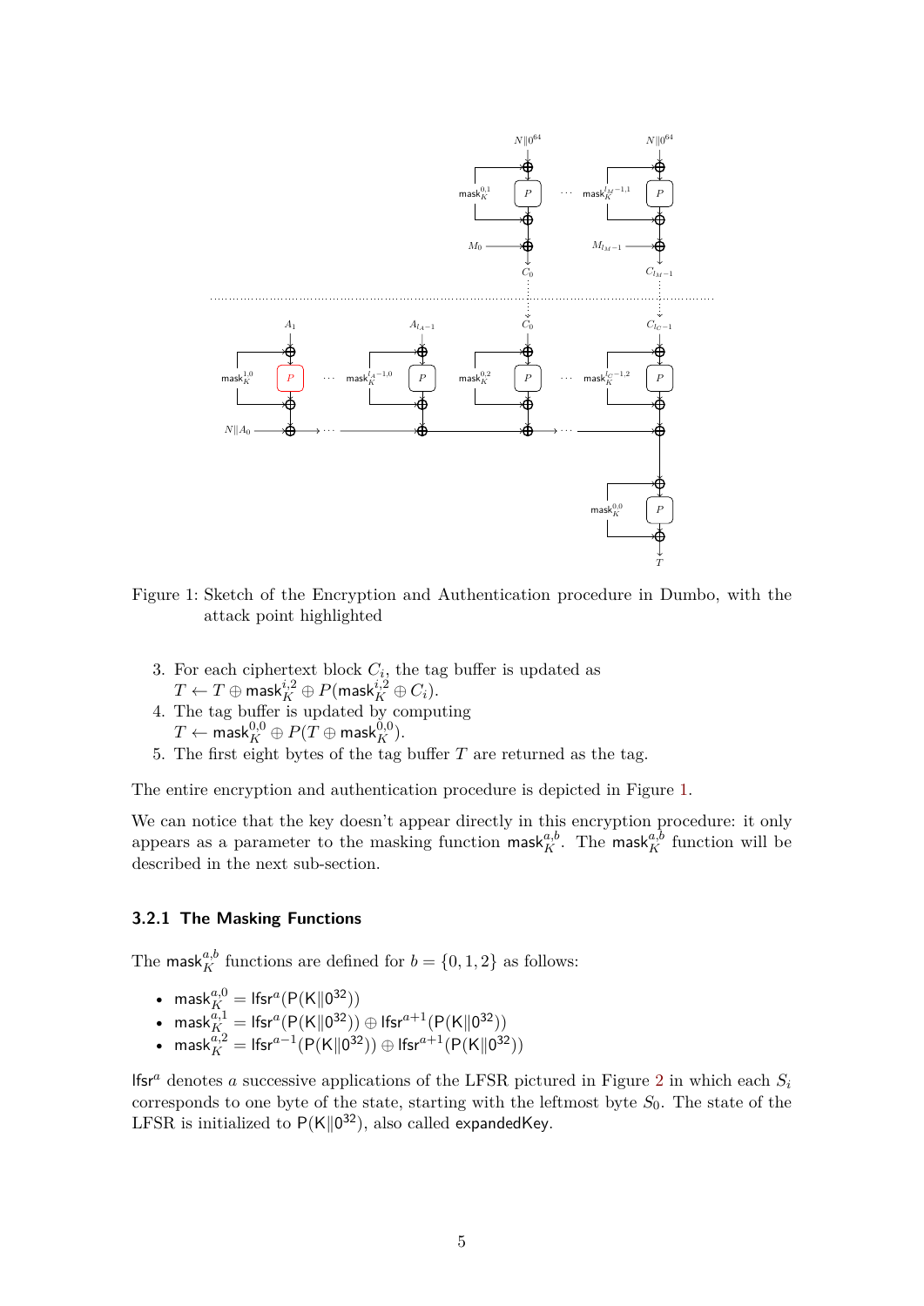Figure 1: Sketch of the Encryption and Authentication procedure in Dumbo, with the attack point highlighted

3. For each ciphertext block $C_i$, the tag buffer is updated as $T \leftarrow T \oplus \mathsf{mask}_K^{i,2} \oplus P(\mathsf{mask}_K^{i,2} \oplus C_i)$.
4. The tag buffer is updated by computing $T \leftarrow \mathsf{mask}_K^{0,0} \oplus P(T \oplus \mathsf{mask}_K^{0,0})$.
5. The first eight bytes of the tag buffer $T$ are returned as the tag.

The entire encryption and authentication procedure is depicted in Figure 1.

We can notice that the key doesn't appear directly in this encryption procedure: it only appears as a parameter to the masking function $\mathsf{mask}_K^{a,b}$. The $\mathsf{mask}_K^{a,b}$ function will be described in the next sub-section.

#### 3.2.1 The Masking Functions

The $\mathsf{mask}_K^{a,b}$ functions are defined for $b = \{0, 1, 2\}$ as follows:

- $\mathsf{mask}_K^{a,0} = \mathsf{lfsr}^a(\mathsf{P}(\mathsf{K}\|0^{32}))$
- $\mathsf{mask}_K^{a,1} = \mathsf{lfsr}^a(\mathsf{P}(\mathsf{K}\|0^{32})) \oplus \mathsf{lfsr}^{a+1}(\mathsf{P}(\mathsf{K}\|0^{32}))$
- $\mathsf{mask}_K^{a,2} = \mathsf{lfsr}^{a-1}(\mathsf{P}(\mathsf{K}\|0^{32})) \oplus \mathsf{lfsr}^{a+1}(\mathsf{P}(\mathsf{K}\|0^{32}))$

$\mathsf{lfsr}^a$ denotes $a$ successive applications of the LFSR pictured in Figure 2 in which each $S_i$ corresponds to one byte of the state, starting with the leftmost byte $S_0$. The state of the LFSR is initialized to $\mathsf{P}(\mathsf{K}\|0^{32})$, also called $\mathsf{expandedKey}$.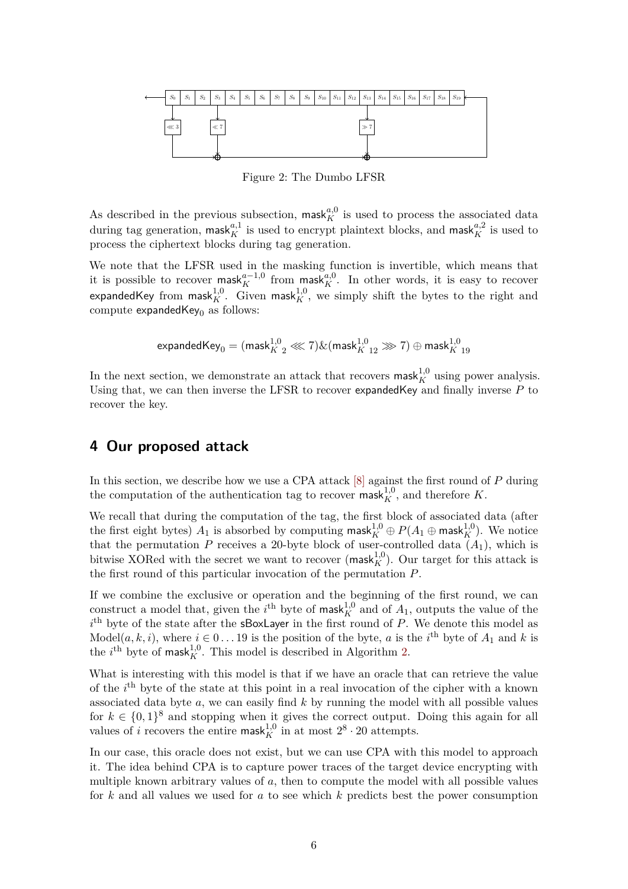Figure 2: The Dumbo LFSR

As described in the previous subsection, $\mathsf{mask}_K^{a,0}$ is used to process the associated data during tag generation, $\mathsf{mask}_K^{a,1}$ is used to encrypt plaintext blocks, and $\mathsf{mask}_K^{a,2}$ is used to process the ciphertext blocks during tag generation.

We note that the LFSR used in the masking function is invertible, which means that it is possible to recover $\mathsf{mask}_K^{a-1,0}$ from $\mathsf{mask}_K^{a,0}$. In other words, it is easy to recover $\mathsf{expandedKey}$ from $\mathsf{mask}_K^{1,0}$. Given $\mathsf{mask}_K^{1,0}$, we simply shift the bytes to the right and compute $\mathsf{expandedKey}_0$ as follows:

$$\mathsf{expandedKey}_0 = (\mathsf{mask}_{K\ 2}^{1,0} \lll 7) \& (\mathsf{mask}_{K\ 12}^{1,0} \ggg 7) \oplus \mathsf{mask}_{K\ 19}^{1,0}$$

In the next section, we demonstrate an attack that recovers $\mathsf{mask}_K^{1,0}$ using power analysis. Using that, we can then inverse the LFSR to recover $\mathsf{expandedKey}$ and finally inverse $P$ to recover the key.

## 4 Our proposed attack

In this section, we describe how we use a CPA attack [8] against the first round of $P$ during the computation of the authentication tag to recover $\mathsf{mask}_K^{1,0}$, and therefore $K$.

We recall that during the computation of the tag, the first block of associated data (after the first eight bytes) $A_1$ is absorbed by computing $\mathsf{mask}_K^{1,0} \oplus P(A_1 \oplus \mathsf{mask}_K^{1,0})$. We notice that the permutation $P$ receives a 20-byte block of user-controlled data ($A_1$), which is bitwise XORed with the secret we want to recover ($\mathsf{mask}_K^{1,0}$). Our target for this attack is the first round of this particular invocation of the permutation $P$.

If we combine the exclusive or operation and the beginning of the first round, we can construct a model that, given the $i^{\text{th}}$ byte of $\mathsf{mask}_K^{1,0}$ and of $A_1$, outputs the value of the $i^{\text{th}}$ byte of the state after the $\mathsf{sBoxLayer}$ in the first round of $P$. We denote this model as $\text{Model}(a, k, i)$, where $i \in 0 \ldots 19$ is the position of the byte, $a$ is the $i^{\text{th}}$ byte of $A_1$ and $k$ is the $i^{\text{th}}$ byte of $\mathsf{mask}_K^{1,0}$. This model is described in Algorithm 2.

What is interesting with this model is that if we have an oracle that can retrieve the value of the $i^{\text{th}}$ byte of the state at this point in a real invocation of the cipher with a known associated data byte $a$, we can easily find $k$ by running the model with all possible values for $k \in \{0,1\}^8$ and stopping when it gives the correct output. Doing this again for all values of $i$ recovers the entire $\mathsf{mask}_K^{1,0}$ in at most $2^8 \cdot 20$ attempts.

In our case, this oracle does not exist, but we can use CPA with this model to approach it. The idea behind CPA is to capture power traces of the target device encrypting with multiple known arbitrary values of $a$, then to compute the model with all possible values for $k$ and all values we used for $a$ to see which $k$ predicts best the power consumption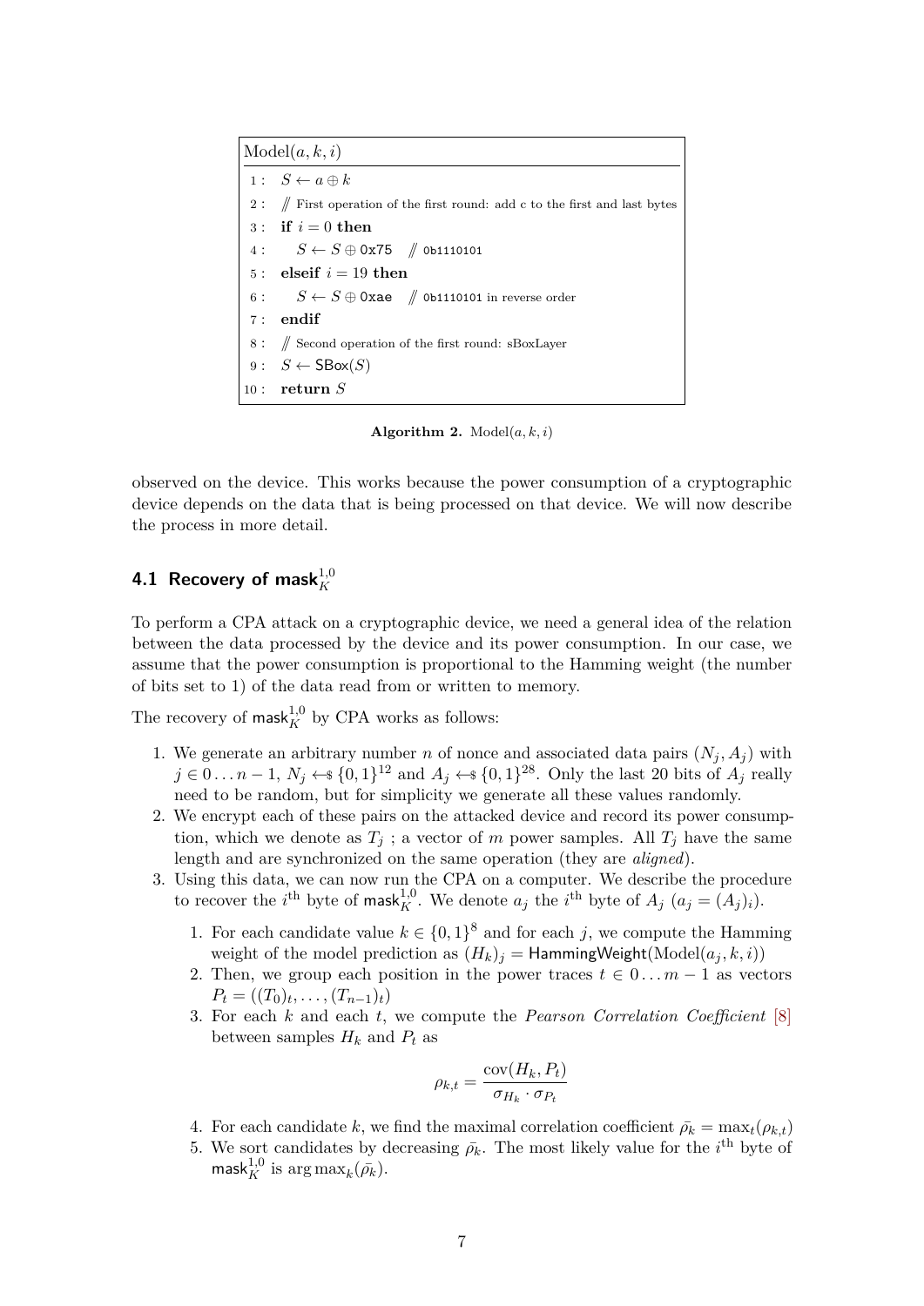```
Model(a, k, i)
 1 :  S ← a ⊕ k
 2 :  // First operation of the first round: add c to the first and last bytes
 3 :  if i = 0 then
 4 :     S ← S ⊕ 0x75   // 0b1110101
 5 :  elseif i = 19 then
 6 :     S ← S ⊕ 0xae   // 0b1110101 in reverse order
 7 :  endif
 8 :  // Second operation of the first round: sBoxLayer
 9 :  S ← SBox(S)
10 :  return S
```

**Algorithm 2.** $\text{Model}(a, k, i)$

observed on the device. This works because the power consumption of a cryptographic device depends on the data that is being processed on that device. We will now describe the process in more detail.

### 4.1 Recovery of $\mathsf{mask}_K^{1,0}$

To perform a CPA attack on a cryptographic device, we need a general idea of the relation between the data processed by the device and its power consumption. In our case, we assume that the power consumption is proportional to the Hamming weight (the number of bits set to 1) of the data read from or written to memory.

The recovery of $\mathsf{mask}_K^{1,0}$ by CPA works as follows:

1. We generate an arbitrary number $n$ of nonce and associated data pairs $(N_j, A_j)$ with $j \in 0 \dots n-1$, $N_j \leftarrow\!\!\$\ \{0,1\}^{12}$ and $A_j \leftarrow\!\!\$\ \{0,1\}^{28}$. Only the last 20 bits of $A_j$ really need to be random, but for simplicity we generate all these values randomly.
2. We encrypt each of these pairs on the attacked device and record its power consumption, which we denote as $T_j$ ; a vector of $m$ power samples. All $T_j$ have the same length and are synchronized on the same operation (they are *aligned*).
3. Using this data, we can now run the CPA on a computer. We describe the procedure to recover the $i^{\text{th}}$ byte of $\mathsf{mask}_K^{1,0}$. We denote $a_j$ the $i^{\text{th}}$ byte of $A_j$ ($a_j = (A_j)_i$).
   1. For each candidate value $k \in \{0,1\}^8$ and for each $j$, we compute the Hamming weight of the model prediction as $(H_k)_j = \mathsf{HammingWeight}(\text{Model}(a_j, k, i))$
   2. Then, we group each position in the power traces $t \in 0 \dots m-1$ as vectors $P_t = ((T_0)_t, \dots, (T_{n-1})_t)$
   3. For each $k$ and each $t$, we compute the *Pearson Correlation Coefficient* [8] between samples $H_k$ and $P_t$ as

$$\rho_{k,t} = \frac{\text{cov}(H_k, P_t)}{\sigma_{H_k} \cdot \sigma_{P_t}}$$

   4. For each candidate $k$, we find the maximal correlation coefficient $\bar{\rho_k} = \max_t(\rho_{k,t})$
   5. We sort candidates by decreasing $\bar{\rho_k}$. The most likely value for the $i^{\text{th}}$ byte of $\mathsf{mask}_K^{1,0}$ is $\arg\max_k(\bar{\rho_k})$.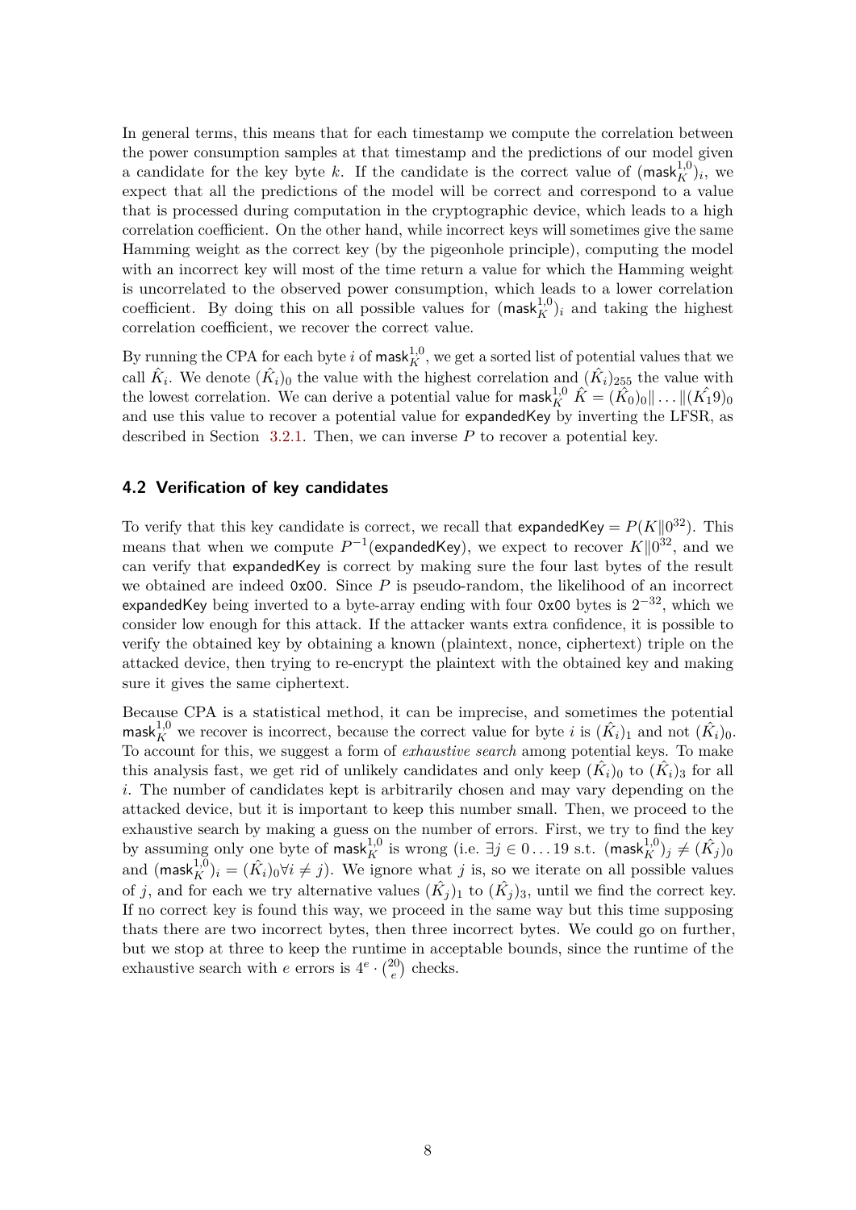In general terms, this means that for each timestamp we compute the correlation between the power consumption samples at that timestamp and the predictions of our model given a candidate for the key byte $k$. If the candidate is the correct value of $(\mathsf{mask}_K^{1,0})_i$, we expect that all the predictions of the model will be correct and correspond to a value that is processed during computation in the cryptographic device, which leads to a high correlation coefficient. On the other hand, while incorrect keys will sometimes give the same Hamming weight as the correct key (by the pigeonhole principle), computing the model with an incorrect key will most of the time return a value for which the Hamming weight is uncorrelated to the observed power consumption, which leads to a lower correlation coefficient. By doing this on all possible values for $(\mathsf{mask}_K^{1,0})_i$ and taking the highest correlation coefficient, we recover the correct value.

By running the CPA for each byte $i$ of $\mathsf{mask}_K^{1,0}$, we get a sorted list of potential values that we call $\hat{K}_i$. We denote $(\hat{K}_i)_0$ the value with the highest correlation and $(\hat{K}_i)_{255}$ the value with the lowest correlation. We can derive a potential value for $\mathsf{mask}_K^{1,0}$ $\hat{K} = (\hat{K_0})_0\| \dots \|(\hat{K_1 9})_0$ and use this value to recover a potential value for $\mathsf{expandedKey}$ by inverting the LFSR, as described in Section 3.2.1. Then, we can inverse $P$ to recover a potential key.

## 4.2 Verification of key candidates

To verify that this key candidate is correct, we recall that $\mathsf{expandedKey} = P(K \| 0^{32})$. This means that when we compute $P^{-1}(\mathsf{expandedKey})$, we expect to recover $K \| 0^{32}$, and we can verify that $\mathsf{expandedKey}$ is correct by making sure the four last bytes of the result we obtained are indeed `0x00`. Since $P$ is pseudo-random, the likelihood of an incorrect $\mathsf{expandedKey}$ being inverted to a byte-array ending with four `0x00` bytes is $2^{-32}$, which we consider low enough for this attack. If the attacker wants extra confidence, it is possible to verify the obtained key by obtaining a known (plaintext, nonce, ciphertext) triple on the attacked device, then trying to re-encrypt the plaintext with the obtained key and making sure it gives the same ciphertext.

Because CPA is a statistical method, it can be imprecise, and sometimes the potential $\mathsf{mask}_K^{1,0}$ we recover is incorrect, because the correct value for byte $i$ is $(\hat{K}_i)_1$ and not $(\hat{K}_i)_0$. To account for this, we suggest a form of *exhaustive search* among potential keys. To make this analysis fast, we get rid of unlikely candidates and only keep $(\hat{K}_i)_0$ to $(\hat{K}_i)_3$ for all $i$. The number of candidates kept is arbitrarily chosen and may vary depending on the attacked device, but it is important to keep this number small. Then, we proceed to the exhaustive search by making a guess on the number of errors. First, we try to find the key by assuming only one byte of $\mathsf{mask}_K^{1,0}$ is wrong (i.e. $\exists j \in 0 \dots 19$ s.t. $(\mathsf{mask}_K^{1,0})_j \neq (\hat{K}_j)_0$ and $(\mathsf{mask}_K^{1,0})_i = (\hat{K}_i)_0 \forall i \neq j$). We ignore what $j$ is, so we iterate on all possible values of $j$, and for each we try alternative values $(\hat{K}_j)_1$ to $(\hat{K}_j)_3$, until we find the correct key. If no correct key is found this way, we proceed in the same way but this time supposing thats there are two incorrect bytes, then three incorrect bytes. We could go on further, but we stop at three to keep the runtime in acceptable bounds, since the runtime of the exhaustive search with $e$ errors is $4^e \cdot \binom{20}{e}$ checks.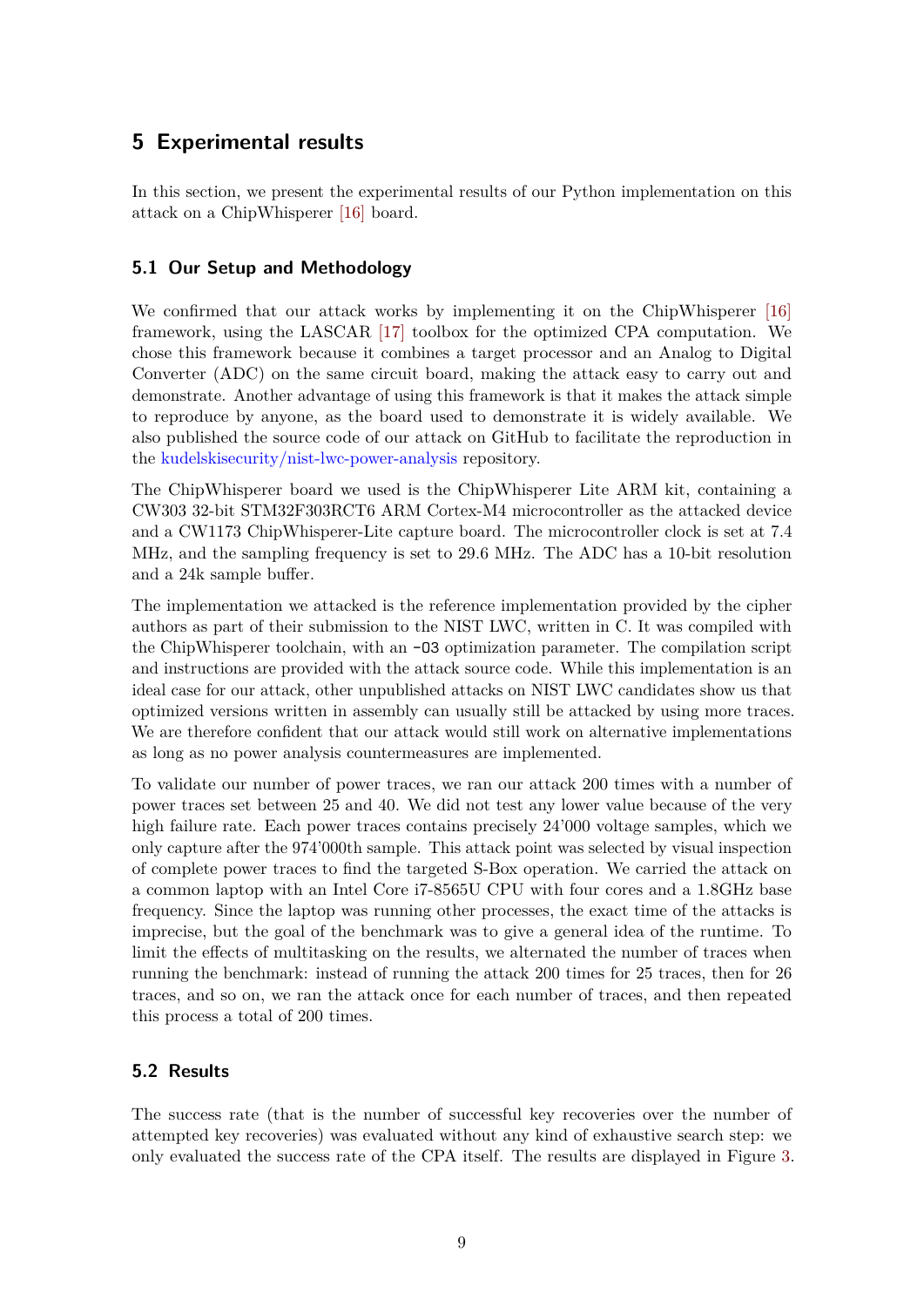## 5 Experimental results

In this section, we present the experimental results of our Python implementation on this attack on a ChipWhisperer [16] board.

### 5.1 Our Setup and Methodology

We confirmed that our attack works by implementing it on the ChipWhisperer [16] framework, using the LASCAR [17] toolbox for the optimized CPA computation. We chose this framework because it combines a target processor and an Analog to Digital Converter (ADC) on the same circuit board, making the attack easy to carry out and demonstrate. Another advantage of using this framework is that it makes the attack simple to reproduce by anyone, as the board used to demonstrate it is widely available. We also published the source code of our attack on GitHub to facilitate the reproduction in the kudelskisecurity/nist-lwc-power-analysis repository.

The ChipWhisperer board we used is the ChipWhisperer Lite ARM kit, containing a CW303 32-bit STM32F303RCT6 ARM Cortex-M4 microcontroller as the attacked device and a CW1173 ChipWhisperer-Lite capture board. The microcontroller clock is set at 7.4 MHz, and the sampling frequency is set to 29.6 MHz. The ADC has a 10-bit resolution and a 24k sample buffer.

The implementation we attacked is the reference implementation provided by the cipher authors as part of their submission to the NIST LWC, written in C. It was compiled with the ChipWhisperer toolchain, with an `-O3` optimization parameter. The compilation script and instructions are provided with the attack source code. While this implementation is an ideal case for our attack, other unpublished attacks on NIST LWC candidates show us that optimized versions written in assembly can usually still be attacked by using more traces. We are therefore confident that our attack would still work on alternative implementations as long as no power analysis countermeasures are implemented.

To validate our number of power traces, we ran our attack 200 times with a number of power traces set between 25 and 40. We did not test any lower value because of the very high failure rate. Each power traces contains precisely 24'000 voltage samples, which we only capture after the 974'000th sample. This attack point was selected by visual inspection of complete power traces to find the targeted S-Box operation. We carried the attack on a common laptop with an Intel Core i7-8565U CPU with four cores and a 1.8GHz base frequency. Since the laptop was running other processes, the exact time of the attacks is imprecise, but the goal of the benchmark was to give a general idea of the runtime. To limit the effects of multitasking on the results, we alternated the number of traces when running the benchmark: instead of running the attack 200 times for 25 traces, then for 26 traces, and so on, we ran the attack once for each number of traces, and then repeated this process a total of 200 times.

### 5.2 Results

The success rate (that is the number of successful key recoveries over the number of attempted key recoveries) was evaluated without any kind of exhaustive search step: we only evaluated the success rate of the CPA itself. The results are displayed in Figure 3.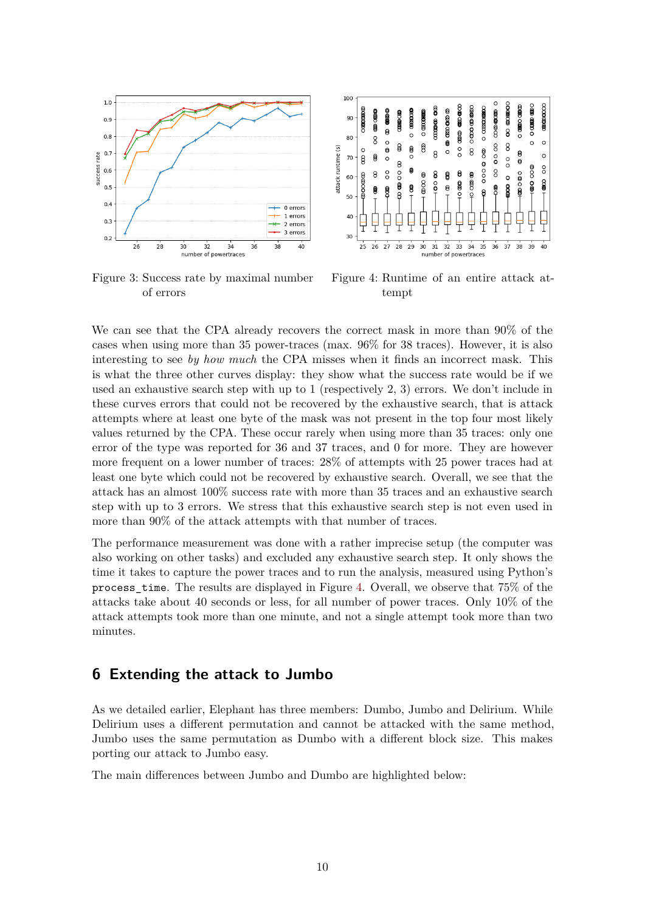Figure 3: Success rate by maximal number of errors

Figure 4: Runtime of an entire attack attempt

We can see that the CPA already recovers the correct mask in more than 90% of the cases when using more than 35 power-traces (max. 96% for 38 traces). However, it is also interesting to see *by how much* the CPA misses when it finds an incorrect mask. This is what the three other curves display: they show what the success rate would be if we used an exhaustive search step with up to 1 (respectively 2, 3) errors. We don't include in these curves errors that could not be recovered by the exhaustive search, that is attack attempts where at least one byte of the mask was not present in the top four most likely values returned by the CPA. These occur rarely when using more than 35 traces: only one error of the type was reported for 36 and 37 traces, and 0 for more. They are however more frequent on a lower number of traces: 28% of attempts with 25 power traces had at least one byte which could not be recovered by exhaustive search. Overall, we see that the attack has an almost 100% success rate with more than 35 traces and an exhaustive search step with up to 3 errors. We stress that this exhaustive search step is not even used in more than 90% of the attack attempts with that number of traces.

The performance measurement was done with a rather imprecise setup (the computer was also working on other tasks) and excluded any exhaustive search step. It only shows the time it takes to capture the power traces and to run the analysis, measured using Python's `process_time`. The results are displayed in Figure 4. Overall, we observe that 75% of the attacks take about 40 seconds or less, for all number of power traces. Only 10% of the attack attempts took more than one minute, and not a single attempt took more than two minutes.

## 6 Extending the attack to Jumbo

As we detailed earlier, Elephant has three members: Dumbo, Jumbo and Delirium. While Delirium uses a different permutation and cannot be attacked with the same method, Jumbo uses the same permutation as Dumbo with a different block size. This makes porting our attack to Jumbo easy.

The main differences between Jumbo and Dumbo are highlighted below: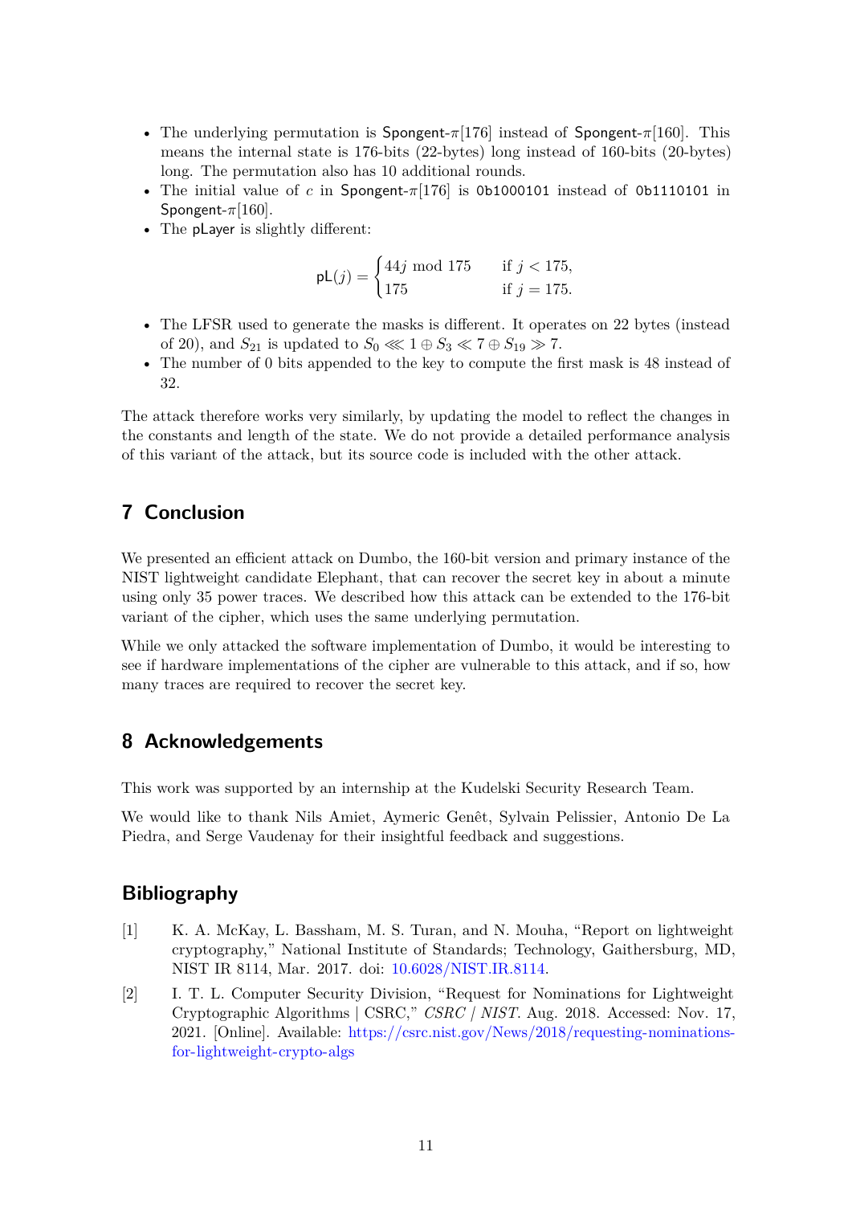- The underlying permutation is $\mathsf{Spongent}\text{-}\pi[176]$ instead of $\mathsf{Spongent}\text{-}\pi[160]$. This means the internal state is 176-bits (22-bytes) long instead of 160-bits (20-bytes) long. The permutation also has 10 additional rounds.
- The initial value of $c$ in $\mathsf{Spongent}\text{-}\pi[176]$ is `0b1000101` instead of `0b1110101` in $\mathsf{Spongent}\text{-}\pi[160]$.
- The pLayer is slightly different:

$$\mathsf{pL}(j) = \begin{cases} 44j \bmod 175 & \text{if } j < 175, \\ 175 & \text{if } j = 175. \end{cases}$$

- The LFSR used to generate the masks is different. It operates on 22 bytes (instead of 20), and $S_{21}$ is updated to $S_0 \lll 1 \oplus S_3 \ll 7 \oplus S_{19} \gg 7$.
- The number of 0 bits appended to the key to compute the first mask is 48 instead of 32.

The attack therefore works very similarly, by updating the model to reflect the changes in the constants and length of the state. We do not provide a detailed performance analysis of this variant of the attack, but its source code is included with the other attack.

## 7 Conclusion

We presented an efficient attack on Dumbo, the 160-bit version and primary instance of the NIST lightweight candidate Elephant, that can recover the secret key in about a minute using only 35 power traces. We described how this attack can be extended to the 176-bit variant of the cipher, which uses the same underlying permutation.

While we only attacked the software implementation of Dumbo, it would be interesting to see if hardware implementations of the cipher are vulnerable to this attack, and if so, how many traces are required to recover the secret key.

## 8 Acknowledgements

This work was supported by an internship at the Kudelski Security Research Team.

We would like to thank Nils Amiet, Aymeric Genêt, Sylvain Pelissier, Antonio De La Piedra, and Serge Vaudenay for their insightful feedback and suggestions.

## Bibliography

[1] K. A. McKay, L. Bassham, M. S. Turan, and N. Mouha, "Report on lightweight cryptography," National Institute of Standards; Technology, Gaithersburg, MD, NIST IR 8114, Mar. 2017. doi: 10.6028/NIST.IR.8114.

[2] I. T. L. Computer Security Division, "Request for Nominations for Lightweight Cryptographic Algorithms | CSRC," *CSRC | NIST*. Aug. 2018. Accessed: Nov. 17, 2021. [Online]. Available: https://csrc.nist.gov/News/2018/requesting-nominations-for-lightweight-crypto-algs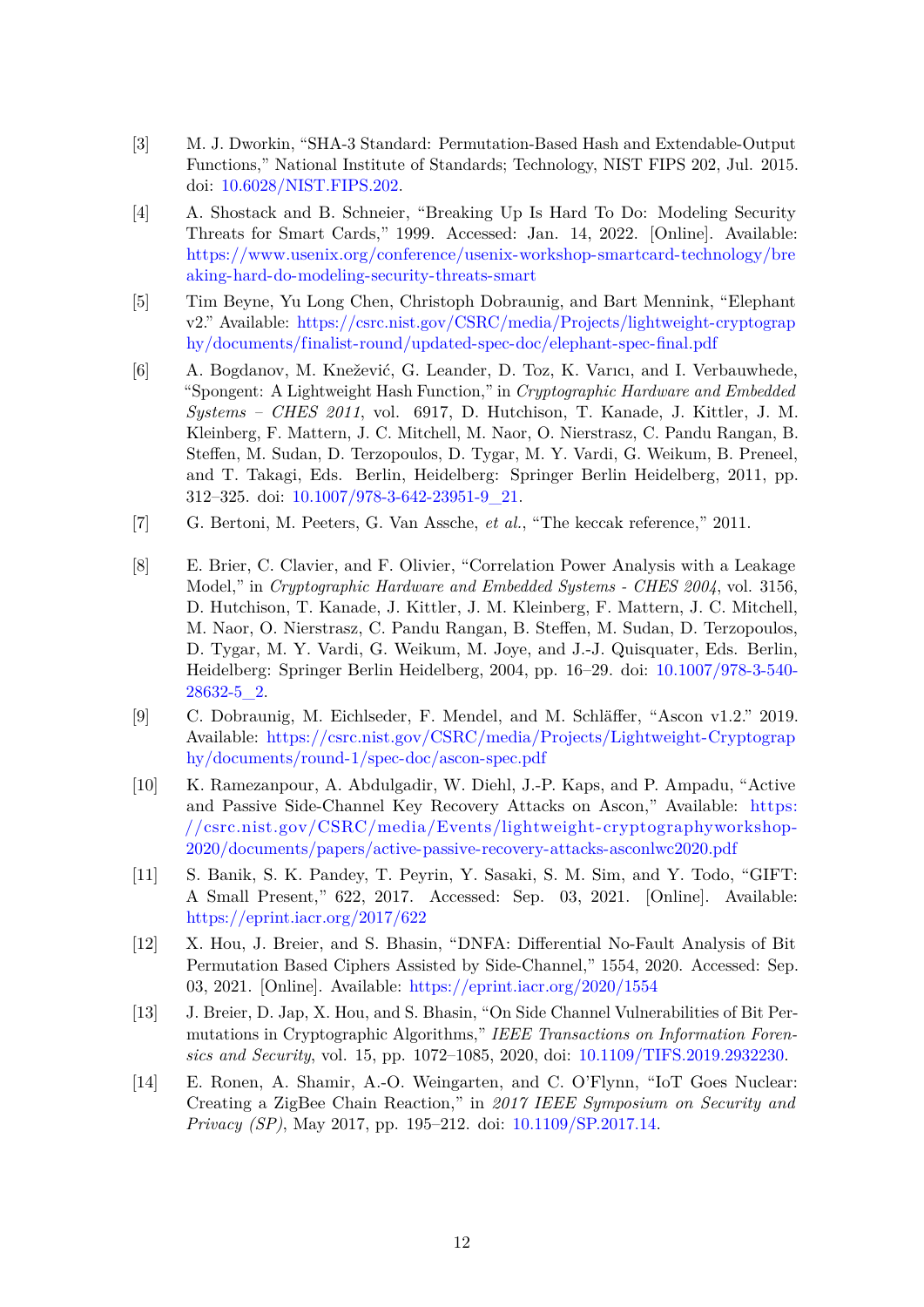[3] M. J. Dworkin, "SHA-3 Standard: Permutation-Based Hash and Extendable-Output Functions," National Institute of Standards; Technology, NIST FIPS 202, Jul. 2015. doi: 10.6028/NIST.FIPS.202.

[4] A. Shostack and B. Schneier, "Breaking Up Is Hard To Do: Modeling Security Threats for Smart Cards," 1999. Accessed: Jan. 14, 2022. [Online]. Available: https://www.usenix.org/conference/usenix-workshop-smartcard-technology/breaking-hard-do-modeling-security-threats-smart

[5] Tim Beyne, Yu Long Chen, Christoph Dobraunig, and Bart Mennink, "Elephant v2." Available: https://csrc.nist.gov/CSRC/media/Projects/lightweight-cryptography/documents/finalist-round/updated-spec-doc/elephant-spec-final.pdf

[6] A. Bogdanov, M. Knežević, G. Leander, D. Toz, K. Varıcı, and I. Verbauwhede, "Spongent: A Lightweight Hash Function," in *Cryptographic Hardware and Embedded Systems – CHES 2011*, vol. 6917, D. Hutchison, T. Kanade, J. Kittler, J. M. Kleinberg, F. Mattern, J. C. Mitchell, M. Naor, O. Nierstrasz, C. Pandu Rangan, B. Steffen, M. Sudan, D. Terzopoulos, D. Tygar, M. Y. Vardi, G. Weikum, B. Preneel, and T. Takagi, Eds. Berlin, Heidelberg: Springer Berlin Heidelberg, 2011, pp. 312–325. doi: 10.1007/978-3-642-23951-9_21.

[7] G. Bertoni, M. Peeters, G. Van Assche, *et al.*, "The keccak reference," 2011.

[8] E. Brier, C. Clavier, and F. Olivier, "Correlation Power Analysis with a Leakage Model," in *Cryptographic Hardware and Embedded Systems - CHES 2004*, vol. 3156, D. Hutchison, T. Kanade, J. Kittler, J. M. Kleinberg, F. Mattern, J. C. Mitchell, M. Naor, O. Nierstrasz, C. Pandu Rangan, B. Steffen, M. Sudan, D. Terzopoulos, D. Tygar, M. Y. Vardi, G. Weikum, M. Joye, and J.-J. Quisquater, Eds. Berlin, Heidelberg: Springer Berlin Heidelberg, 2004, pp. 16–29. doi: 10.1007/978-3-540-28632-5_2.

[9] C. Dobraunig, M. Eichlseder, F. Mendel, and M. Schläffer, "Ascon v1.2." 2019. Available: https://csrc.nist.gov/CSRC/media/Projects/Lightweight-Cryptography/documents/round-1/spec-doc/ascon-spec.pdf

[10] K. Ramezanpour, A. Abdulgadir, W. Diehl, J.-P. Kaps, and P. Ampadu, "Active and Passive Side-Channel Key Recovery Attacks on Ascon," Available: https://csrc.nist.gov/CSRC/media/Events/lightweight-cryptographyworkshop-2020/documents/papers/active-passive-recovery-attacks-asconlwc2020.pdf

[11] S. Banik, S. K. Pandey, T. Peyrin, Y. Sasaki, S. M. Sim, and Y. Todo, "GIFT: A Small Present," 622, 2017. Accessed: Sep. 03, 2021. [Online]. Available: https://eprint.iacr.org/2017/622

[12] X. Hou, J. Breier, and S. Bhasin, "DNFA: Differential No-Fault Analysis of Bit Permutation Based Ciphers Assisted by Side-Channel," 1554, 2020. Accessed: Sep. 03, 2021. [Online]. Available: https://eprint.iacr.org/2020/1554

[13] J. Breier, D. Jap, X. Hou, and S. Bhasin, "On Side Channel Vulnerabilities of Bit Permutations in Cryptographic Algorithms," *IEEE Transactions on Information Forensics and Security*, vol. 15, pp. 1072–1085, 2020, doi: 10.1109/TIFS.2019.2932230.

[14] E. Ronen, A. Shamir, A.-O. Weingarten, and C. O'Flynn, "IoT Goes Nuclear: Creating a ZigBee Chain Reaction," in *2017 IEEE Symposium on Security and Privacy (SP)*, May 2017, pp. 195–212. doi: 10.1109/SP.2017.14.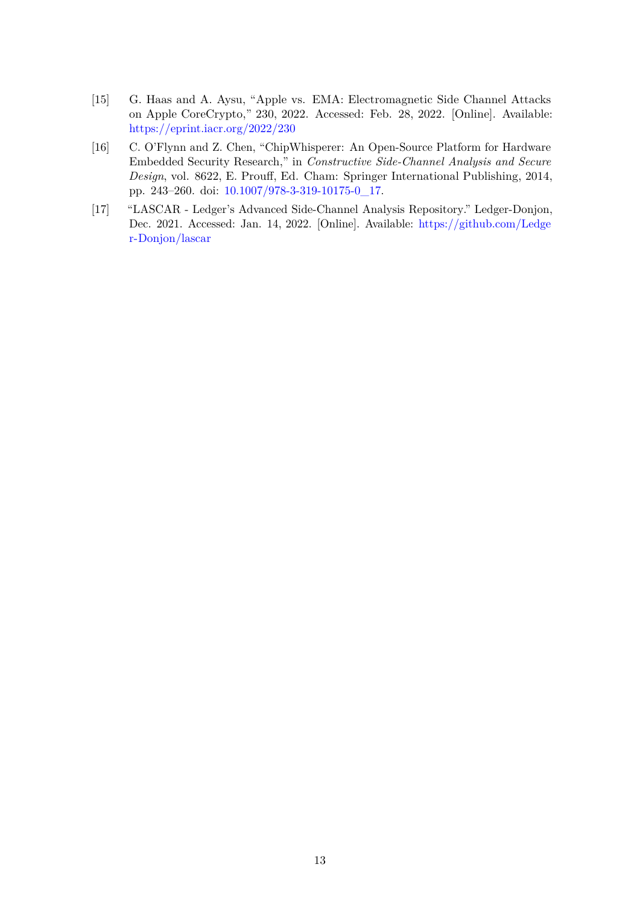[15] G. Haas and A. Aysu, “Apple vs. EMA: Electromagnetic Side Channel Attacks on Apple CoreCrypto,” 230, 2022. Accessed: Feb. 28, 2022. [Online]. Available: https://eprint.iacr.org/2022/230

[16] C. O’Flynn and Z. Chen, “ChipWhisperer: An Open-Source Platform for Hardware Embedded Security Research,” in *Constructive Side-Channel Analysis and Secure Design*, vol. 8622, E. Prouff, Ed. Cham: Springer International Publishing, 2014, pp. 243–260. doi: 10.1007/978-3-319-10175-0_17.

[17] “LASCAR - Ledger’s Advanced Side-Channel Analysis Repository.” Ledger-Donjon, Dec. 2021. Accessed: Jan. 14, 2022. [Online]. Available: https://github.com/Ledger-Donjon/lascar